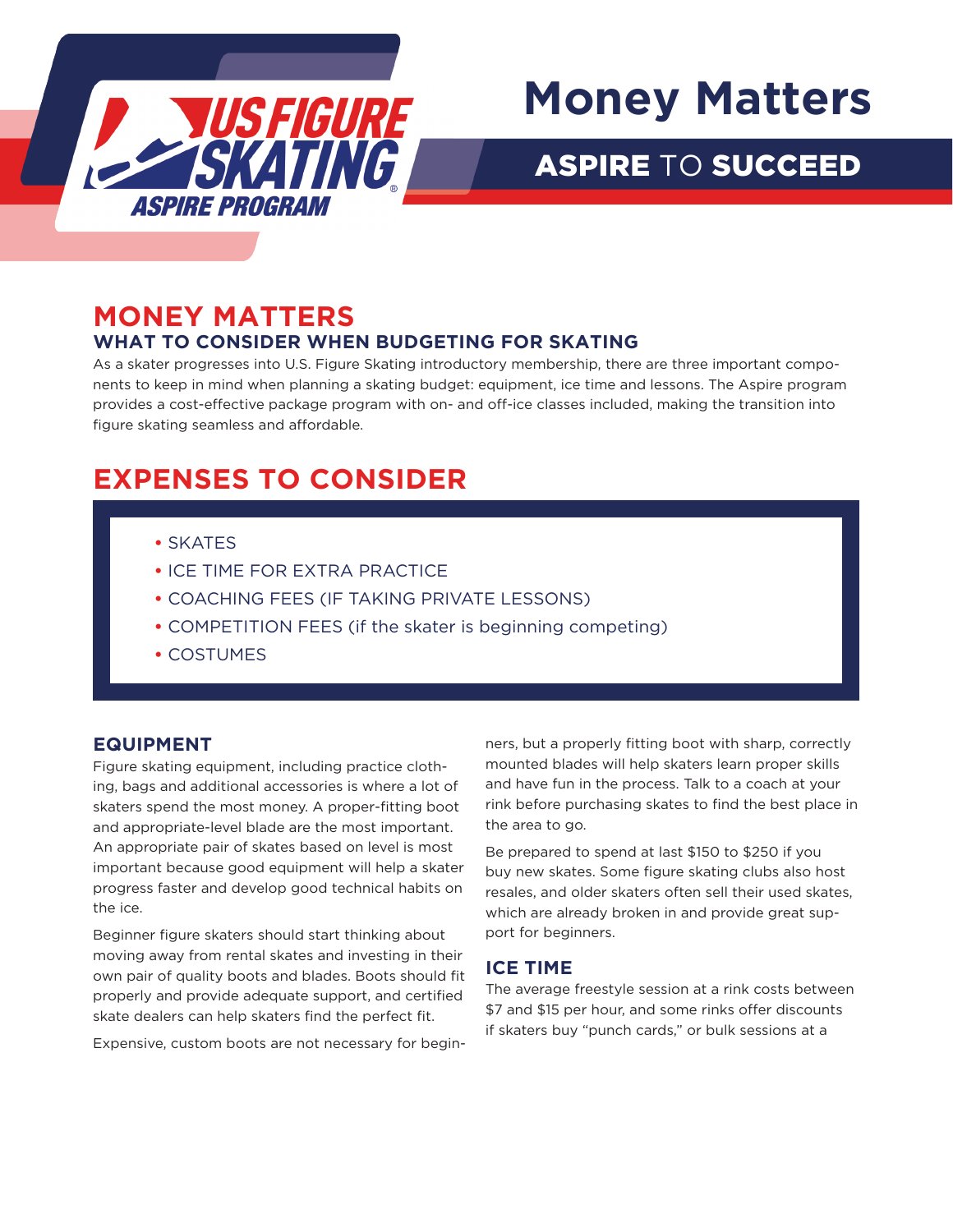# Money Matters

## ASPIRE TO SUCCEED

## MONEY MATTERS

### WHAT TO CONSIDER WHEN BUDGETING FOR SKATING

As a skater progresses into U.S. Figure Skating introductory membership, there are three important components to keep in mind when planning a skating budget: equipment, ice time and lessons. The Aspire program provides a cost-effective package program with on- and off-ice classes included, making the transition into figure skating seamless and affordable.

## EXPENSES TO CONSIDER

- SKATES
- ICE TIME FOR EXTRA PRACTICE
- COACHING FEES (IF TAKING PRIVATE LESSONS)
- COMPETITION FEES (if the skater is beginning competing)
- COSTUMES

### EQUIPMENT

Figure skating equipment, including practice clothing, bags and additional accessories is where a lot of skaters spend the most money. A proper-fitting boot and appropriate-level blade are the most important. An appropriate pair of skates based on level is most important because good equipment will help a skater progress faster and develop good technical habits on the ice.

Beginner figure skaters should start thinking about moving away from rental skates and investing in their own pair of quality boots and blades. Boots should fit properly and provide adequate support, and certified skate dealers can help skaters find the perfect fit.

Expensive, custom boots are not necessary for beginners, but a properly fitting boot with sharp, correctly mounted blades will help skaters learn proper skills and have fun in the process. Talk to a coach at your rink before purchasing skates to find the best place in the area to go.

Be prepared to spend at last $150 to $250 if you buy new skates. Some figure skating clubs also host resales, and older skaters often sell their used skates, which are already broken in and provide great support for beginners.

### ICE TIME

The average freestyle session at a rink costs between $7 and $15 per hour, and some rinks offer discounts if skaters buy "punch cards," or bulk sessions at a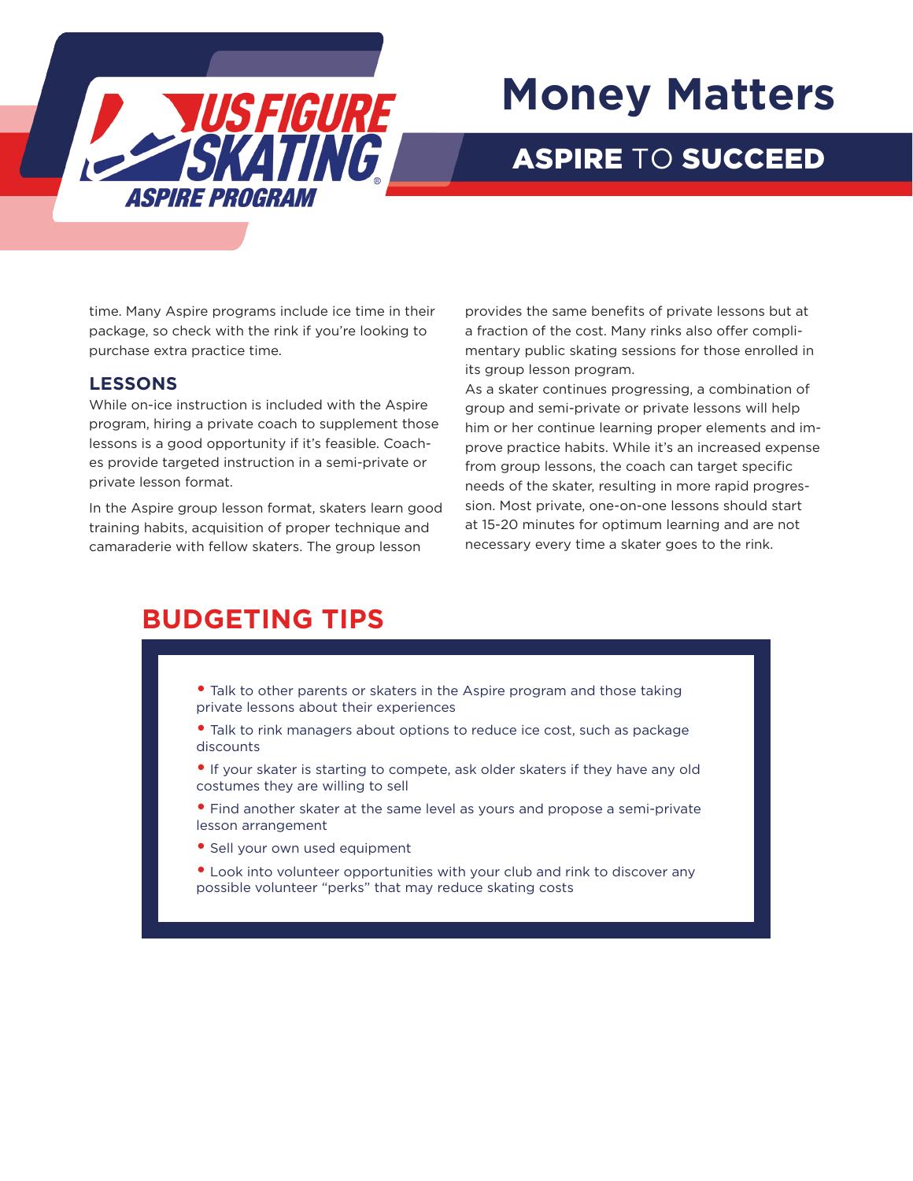# Money Matters

## ASPIRE TO SUCCEED

time. Many Aspire programs include ice time in their package, so check with the rink if you're looking to purchase extra practice time.

### LESSONS

While on-ice instruction is included with the Aspire program, hiring a private coach to supplement those lessons is a good opportunity if it's feasible. Coaches provide targeted instruction in a semi-private or private lesson format.

In the Aspire group lesson format, skaters learn good training habits, acquisition of proper technique and camaraderie with fellow skaters. The group lesson provides the same benefits of private lessons but at a fraction of the cost. Many rinks also offer complimentary public skating sessions for those enrolled in its group lesson program.

As a skater continues progressing, a combination of group and semi-private or private lessons will help him or her continue learning proper elements and improve practice habits. While it's an increased expense from group lessons, the coach can target specific needs of the skater, resulting in more rapid progression. Most private, one-on-one lessons should start at 15-20 minutes for optimum learning and are not necessary every time a skater goes to the rink.

## BUDGETING TIPS

- Talk to other parents or skaters in the Aspire program and those taking private lessons about their experiences
- Talk to rink managers about options to reduce ice cost, such as package discounts
- If your skater is starting to compete, ask older skaters if they have any old costumes they are willing to sell
- Find another skater at the same level as yours and propose a semi-private lesson arrangement
- Sell your own used equipment
- Look into volunteer opportunities with your club and rink to discover any possible volunteer "perks" that may reduce skating costs